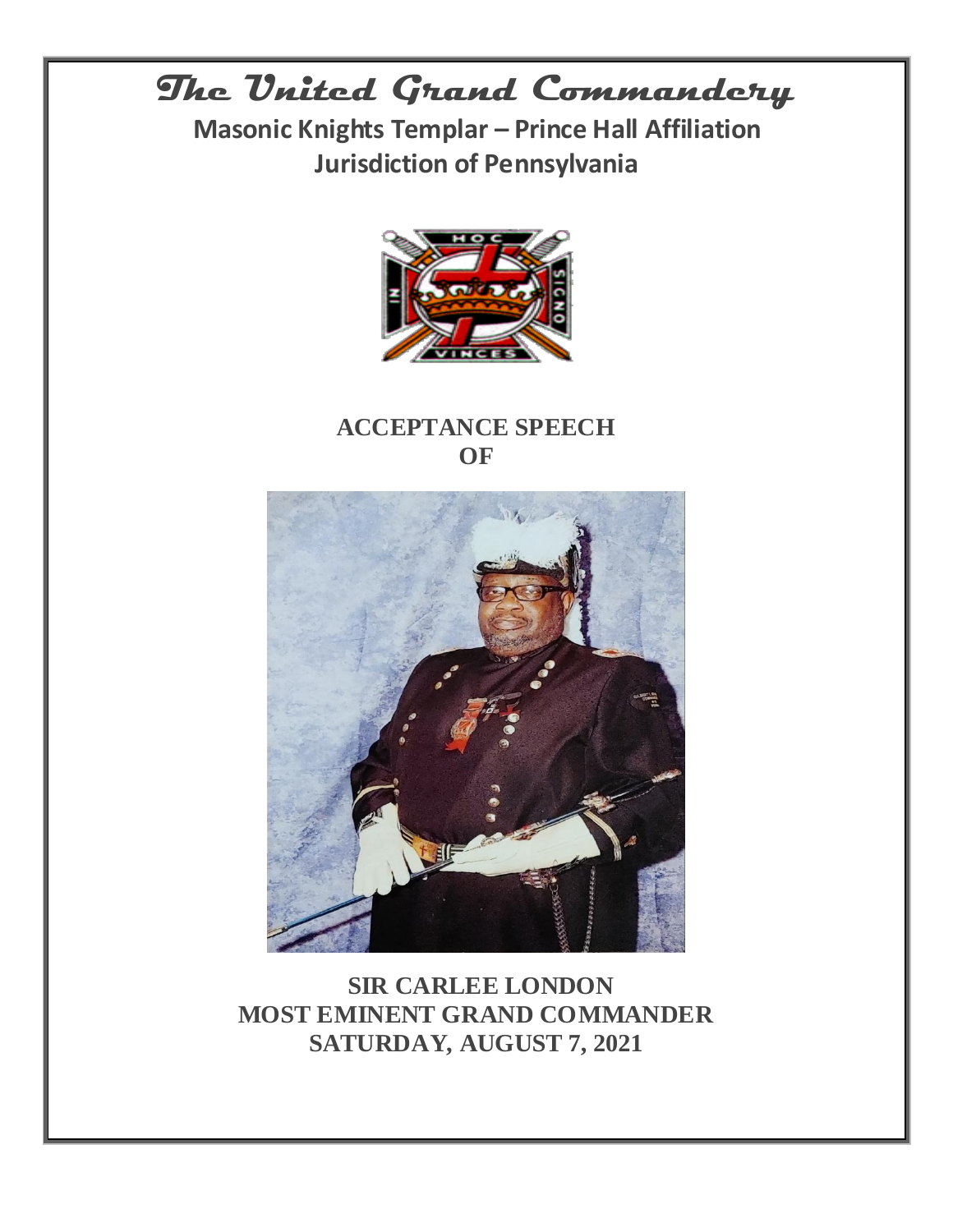# The United Grand Commandery

## Masonic Knights Templar – Prince Hall Affiliation
## Jurisdiction of Pennsylvania

**ACCEPTANCE SPEECH**
**OF**

**SIR CARLEE LONDON**
**MOST EMINENT GRAND COMMANDER**
**SATURDAY, AUGUST 7, 2021**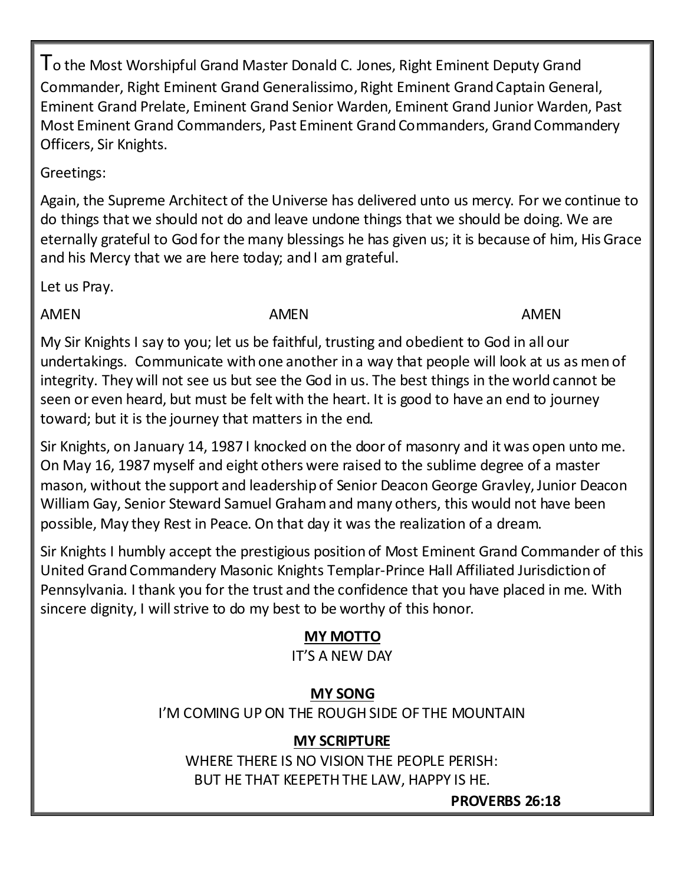To the Most Worshipful Grand Master Donald C. Jones, Right Eminent Deputy Grand Commander, Right Eminent Grand Generalissimo, Right Eminent Grand Captain General, Eminent Grand Prelate, Eminent Grand Senior Warden, Eminent Grand Junior Warden, Past Most Eminent Grand Commanders, Past Eminent Grand Commanders, Grand Commandery Officers, Sir Knights.

Greetings:

Again, the Supreme Architect of the Universe has delivered unto us mercy. For we continue to do things that we should not do and leave undone things that we should be doing. We are eternally grateful to God for the many blessings he has given us; it is because of him, His Grace and his Mercy that we are here today; and I am grateful.

Let us Pray.

AMEN AMEN AMEN

My Sir Knights I say to you; let us be faithful, trusting and obedient to God in all our undertakings. Communicate with one another in a way that people will look at us as men of integrity. They will not see us but see the God in us. The best things in the world cannot be seen or even heard, but must be felt with the heart. It is good to have an end to journey toward; but it is the journey that matters in the end.

Sir Knights, on January 14, 1987 I knocked on the door of masonry and it was open unto me. On May 16, 1987 myself and eight others were raised to the sublime degree of a master mason, without the support and leadership of Senior Deacon George Gravley, Junior Deacon William Gay, Senior Steward Samuel Graham and many others, this would not have been possible, May they Rest in Peace. On that day it was the realization of a dream.

Sir Knights I humbly accept the prestigious position of Most Eminent Grand Commander of this United Grand Commandery Masonic Knights Templar-Prince Hall Affiliated Jurisdiction of Pennsylvania. I thank you for the trust and the confidence that you have placed in me. With sincere dignity, I will strive to do my best to be worthy of this honor.

**MY MOTTO**

IT'S A NEW DAY

**MY SONG**

I'M COMING UP ON THE ROUGH SIDE OF THE MOUNTAIN

**MY SCRIPTURE**

WHERE THERE IS NO VISION THE PEOPLE PERISH:
BUT HE THAT KEEPETH THE LAW, HAPPY IS HE.

**PROVERBS 26:18**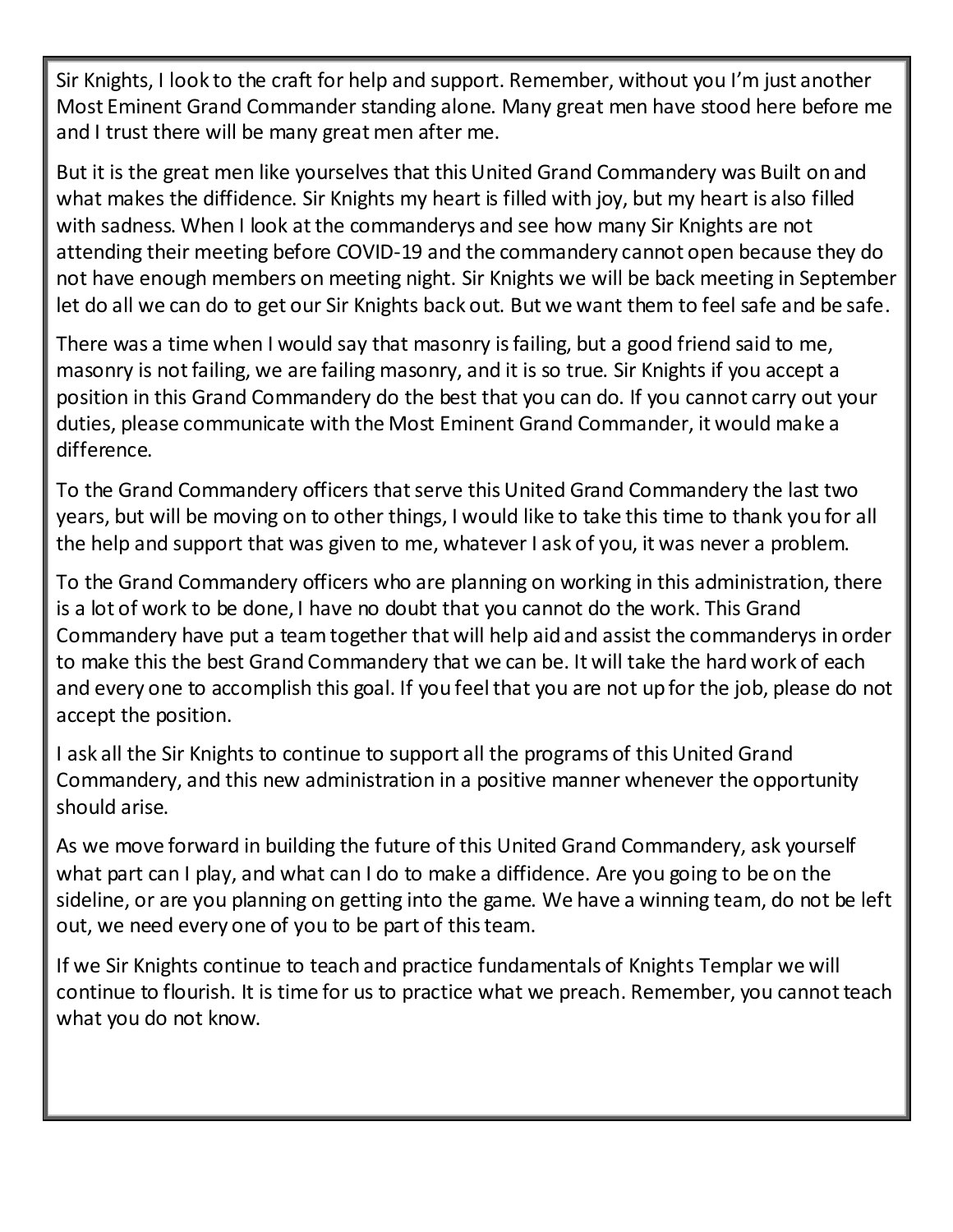Sir Knights, I look to the craft for help and support. Remember, without you I'm just another Most Eminent Grand Commander standing alone. Many great men have stood here before me and I trust there will be many great men after me.

But it is the great men like yourselves that this United Grand Commandery was Built on and what makes the diffidence. Sir Knights my heart is filled with joy, but my heart is also filled with sadness. When I look at the commanderys and see how many Sir Knights are not attending their meeting before COVID-19 and the commandery cannot open because they do not have enough members on meeting night. Sir Knights we will be back meeting in September let do all we can do to get our Sir Knights back out. But we want them to feel safe and be safe.

There was a time when I would say that masonry is failing, but a good friend said to me, masonry is not failing, we are failing masonry, and it is so true. Sir Knights if you accept a position in this Grand Commandery do the best that you can do. If you cannot carry out your duties, please communicate with the Most Eminent Grand Commander, it would make a difference.

To the Grand Commandery officers that serve this United Grand Commandery the last two years, but will be moving on to other things, I would like to take this time to thank you for all the help and support that was given to me, whatever I ask of you, it was never a problem.

To the Grand Commandery officers who are planning on working in this administration, there is a lot of work to be done, I have no doubt that you cannot do the work. This Grand Commandery have put a team together that will help aid and assist the commanderys in order to make this the best Grand Commandery that we can be. It will take the hard work of each and every one to accomplish this goal. If you feel that you are not up for the job, please do not accept the position.

I ask all the Sir Knights to continue to support all the programs of this United Grand Commandery, and this new administration in a positive manner whenever the opportunity should arise.

As we move forward in building the future of this United Grand Commandery, ask yourself what part can I play, and what can I do to make a diffidence. Are you going to be on the sideline, or are you planning on getting into the game. We have a winning team, do not be left out, we need every one of you to be part of this team.

If we Sir Knights continue to teach and practice fundamentals of Knights Templar we will continue to flourish. It is time for us to practice what we preach. Remember, you cannot teach what you do not know.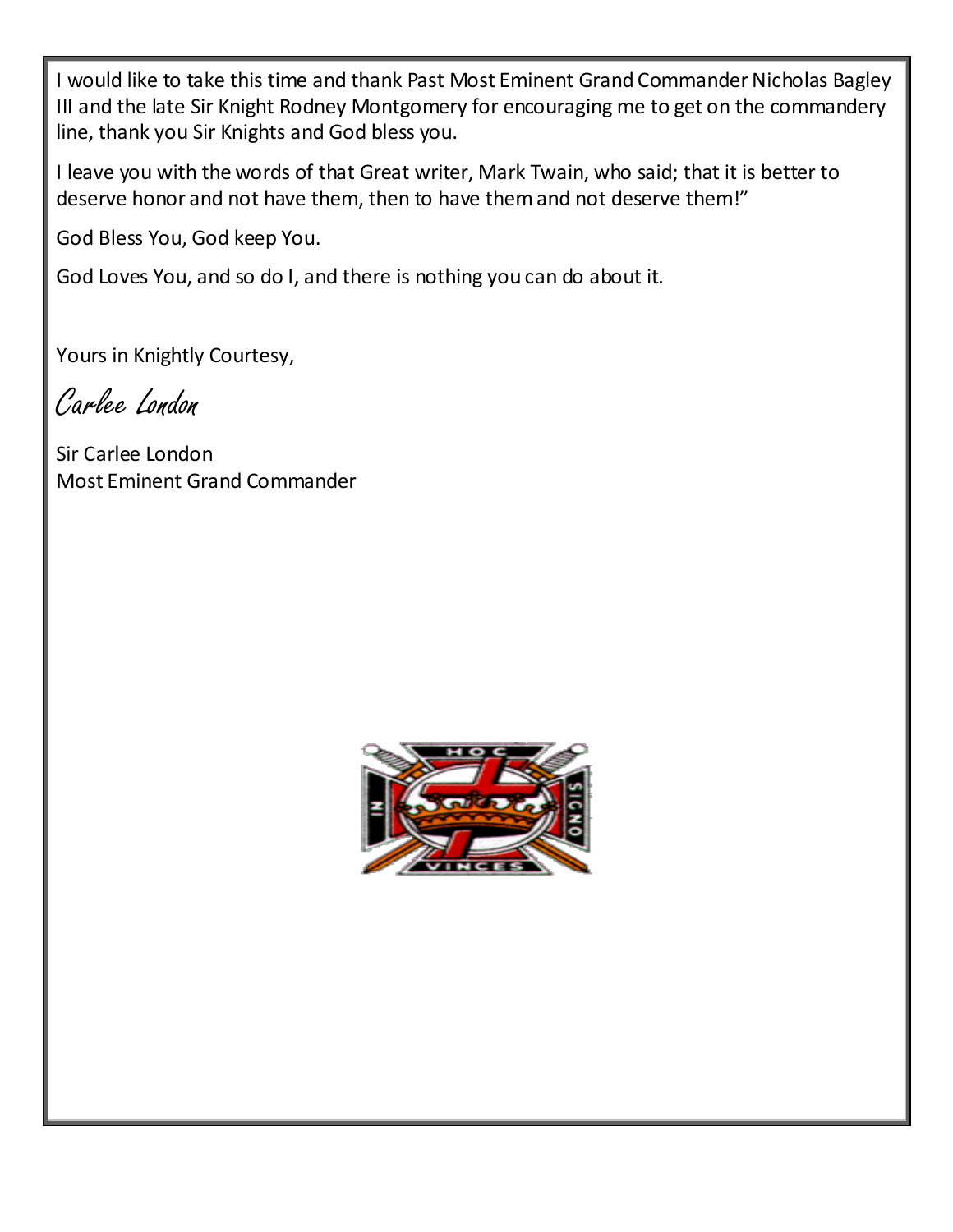I would like to take this time and thank Past Most Eminent Grand Commander Nicholas Bagley III and the late Sir Knight Rodney Montgomery for encouraging me to get on the commandery line, thank you Sir Knights and God bless you.

I leave you with the words of that Great writer, Mark Twain, who said; that it is better to deserve honor and not have them, then to have them and not deserve them!"

God Bless You, God keep You.

God Loves You, and so do I, and there is nothing you can do about it.

Yours in Knightly Courtesy,

*Carlee London*

Sir Carlee London
Most Eminent Grand Commander

HOC
IN SIGNO
VINCES